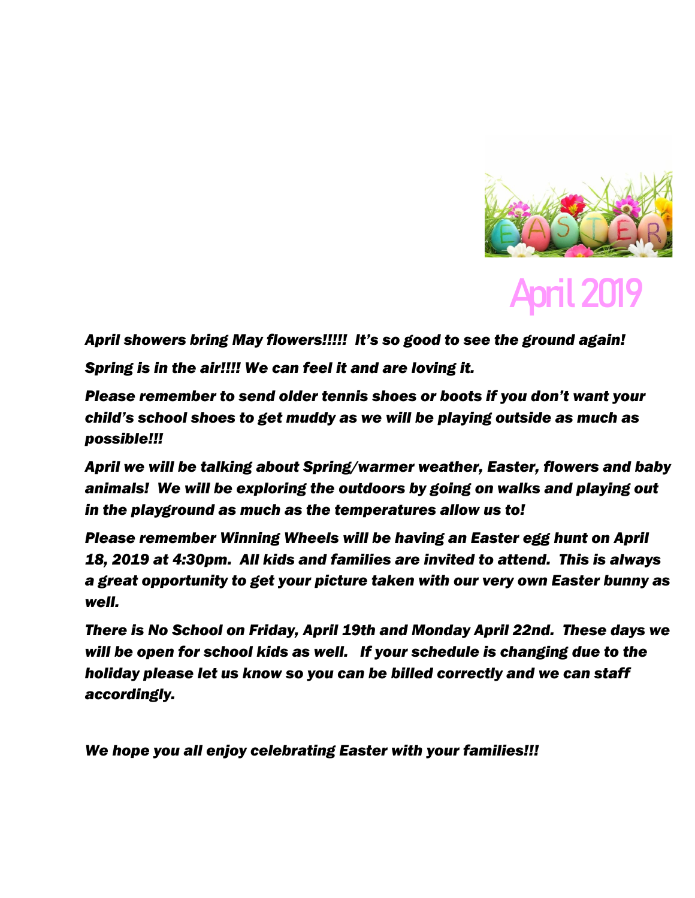# April 2019

*April showers bring May flowers!!!!! It's so good to see the ground again!*

*Spring is in the air!!!! We can feel it and are loving it.*

*Please remember to send older tennis shoes or boots if you don't want your child's school shoes to get muddy as we will be playing outside as much as possible!!!*

*April we will be talking about Spring/warmer weather, Easter, flowers and baby animals! We will be exploring the outdoors by going on walks and playing out in the playground as much as the temperatures allow us to!*

*Please remember Winning Wheels will be having an Easter egg hunt on April 18, 2019 at 4:30pm. All kids and families are invited to attend. This is always a great opportunity to get your picture taken with our very own Easter bunny as well.*

*There is No School on Friday, April 19th and Monday April 22nd. These days we will be open for school kids as well. If your schedule is changing due to the holiday please let us know so you can be billed correctly and we can staff accordingly.*

*We hope you all enjoy celebrating Easter with your families!!!*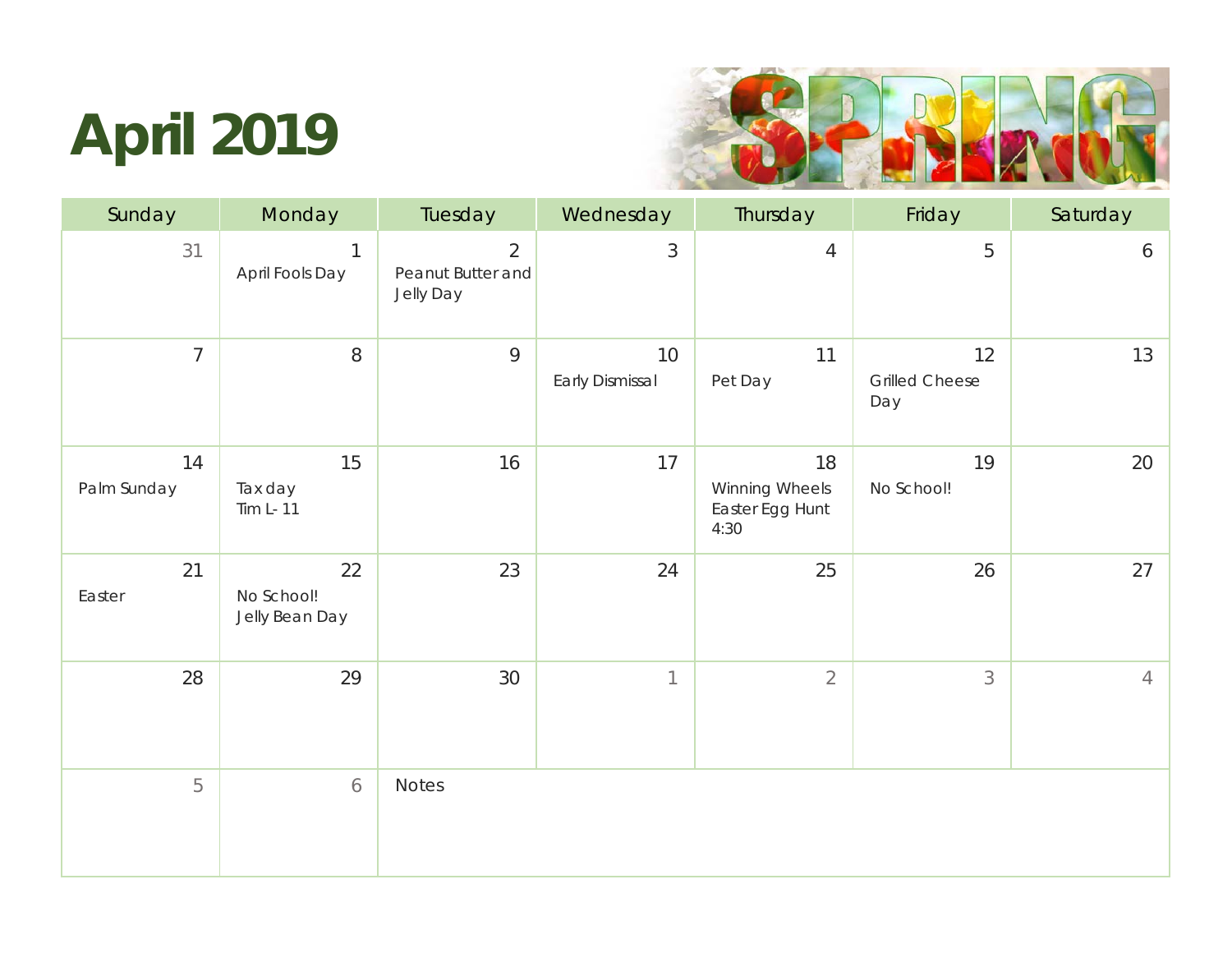# April 2019

SPRING

| Sunday | Monday | Tuesday | Wednesday | Thursday | Friday | Saturday |
|---|---|---|---|---|---|---|
| 31 | 1 April Fools Day | 2 Peanut Butter and Jelly Day | 3 | 4 | 5 | 6 |
| 7 | 8 | 9 | 10 Early Dismissal | 11 Pet Day | 12 Grilled Cheese Day | 13 |
| 14 Palm Sunday | 15 Tax day Tim L- 11 | 16 | 17 | 18 Winning Wheels Easter Egg Hunt 4:30 | 19 No School! | 20 |
| 21 Easter | 22 No School! Jelly Bean Day | 23 | 24 | 25 | 26 | 27 |
| 28 | 29 | 30 | 1 | 2 | 3 | 4 |
| 5 | 6 | Notes | | | | |